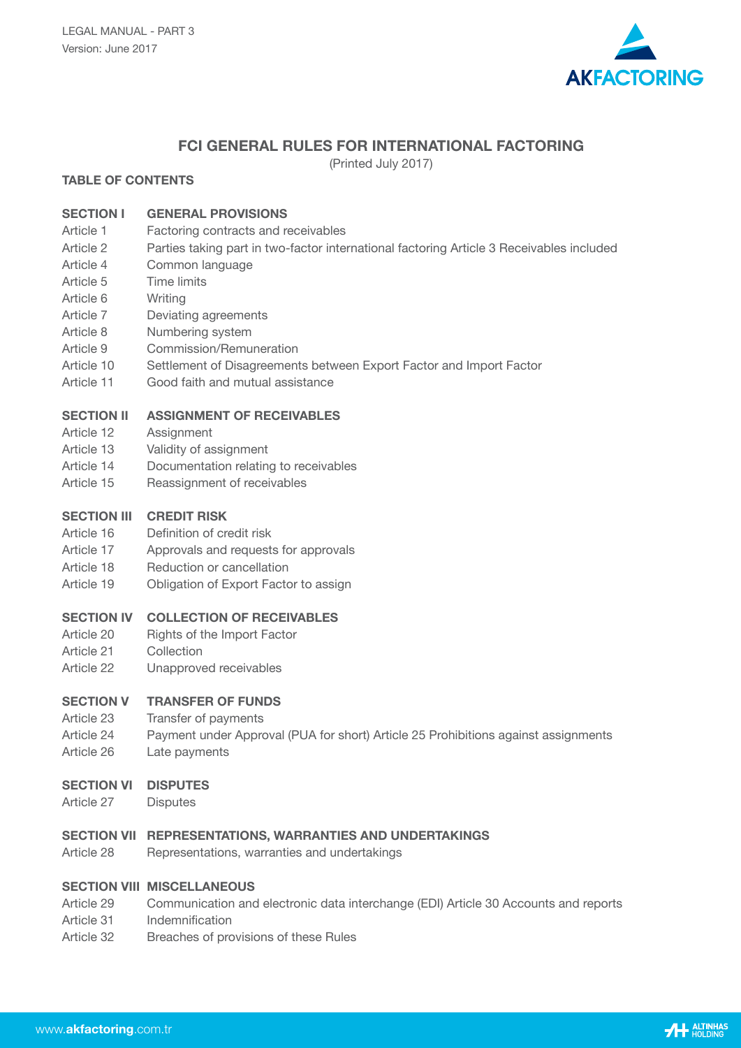# FCI GENERAL RULES FOR INTERNATIONAL FACTORING

(Printed July 2017)

## TABLE OF CONTENTS

| | |
|---|---|
| **SECTION I** | **GENERAL PROVISIONS** |
| Article 1 | Factoring contracts and receivables |
| Article 2 | Parties taking part in two-factor international factoring Article 3 Receivables included |
| Article 4 | Common language |
| Article 5 | Time limits |
| Article 6 | Writing |
| Article 7 | Deviating agreements |
| Article 8 | Numbering system |
| Article 9 | Commission/Remuneration |
| Article 10 | Settlement of Disagreements between Export Factor and Import Factor |
| Article 11 | Good faith and mutual assistance |
| **SECTION II** | **ASSIGNMENT OF RECEIVABLES** |
| Article 12 | Assignment |
| Article 13 | Validity of assignment |
| Article 14 | Documentation relating to receivables |
| Article 15 | Reassignment of receivables |
| **SECTION III** | **CREDIT RISK** |
| Article 16 | Definition of credit risk |
| Article 17 | Approvals and requests for approvals |
| Article 18 | Reduction or cancellation |
| Article 19 | Obligation of Export Factor to assign |
| **SECTION IV** | **COLLECTION OF RECEIVABLES** |
| Article 20 | Rights of the Import Factor |
| Article 21 | Collection |
| Article 22 | Unapproved receivables |
| **SECTION V** | **TRANSFER OF FUNDS** |
| Article 23 | Transfer of payments |
| Article 24 | Payment under Approval (PUA for short) Article 25 Prohibitions against assignments |
| Article 26 | Late payments |
| **SECTION VI** | **DISPUTES** |
| Article 27 | Disputes |
| **SECTION VII** | **REPRESENTATIONS, WARRANTIES AND UNDERTAKINGS** |
| Article 28 | Representations, warranties and undertakings |
| **SECTION VIII** | **MISCELLANEOUS** |
| Article 29 | Communication and electronic data interchange (EDI) Article 30 Accounts and reports |
| Article 31 | Indemnification |
| Article 32 | Breaches of provisions of these Rules |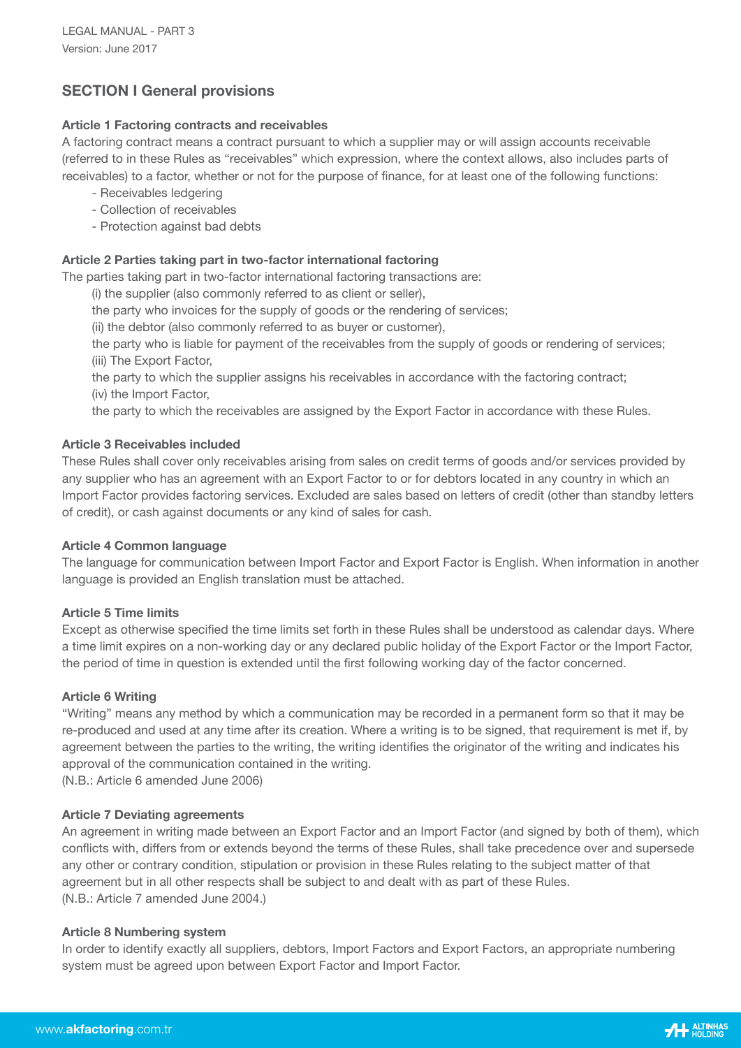## SECTION I General provisions

### Article 1 Factoring contracts and receivables

A factoring contract means a contract pursuant to which a supplier may or will assign accounts receivable (referred to in these Rules as "receivables" which expression, where the context allows, also includes parts of receivables) to a factor, whether or not for the purpose of finance, for at least one of the following functions:

- Receivables ledgering
- Collection of receivables
- Protection against bad debts

### Article 2 Parties taking part in two-factor international factoring

The parties taking part in two-factor international factoring transactions are:

(i) the supplier (also commonly referred to as client or seller),
the party who invoices for the supply of goods or the rendering of services;
(ii) the debtor (also commonly referred to as buyer or customer),
the party who is liable for payment of the receivables from the supply of goods or rendering of services;
(iii) The Export Factor,
the party to which the supplier assigns his receivables in accordance with the factoring contract;
(iv) the Import Factor,
the party to which the receivables are assigned by the Export Factor in accordance with these Rules.

### Article 3 Receivables included

These Rules shall cover only receivables arising from sales on credit terms of goods and/or services provided by any supplier who has an agreement with an Export Factor to or for debtors located in any country in which an Import Factor provides factoring services. Excluded are sales based on letters of credit (other than standby letters of credit), or cash against documents or any kind of sales for cash.

### Article 4 Common language

The language for communication between Import Factor and Export Factor is English. When information in another language is provided an English translation must be attached.

### Article 5 Time limits

Except as otherwise specified the time limits set forth in these Rules shall be understood as calendar days. Where a time limit expires on a non-working day or any declared public holiday of the Export Factor or the Import Factor, the period of time in question is extended until the first following working day of the factor concerned.

### Article 6 Writing

"Writing" means any method by which a communication may be recorded in a permanent form so that it may be re-produced and used at any time after its creation. Where a writing is to be signed, that requirement is met if, by agreement between the parties to the writing, the writing identifies the originator of the writing and indicates his approval of the communication contained in the writing.
(N.B.: Article 6 amended June 2006)

### Article 7 Deviating agreements

An agreement in writing made between an Export Factor and an Import Factor (and signed by both of them), which conflicts with, differs from or extends beyond the terms of these Rules, shall take precedence over and supersede any other or contrary condition, stipulation or provision in these Rules relating to the subject matter of that agreement but in all other respects shall be subject to and dealt with as part of these Rules.
(N.B.: Article 7 amended June 2004.)

### Article 8 Numbering system

In order to identify exactly all suppliers, debtors, Import Factors and Export Factors, an appropriate numbering system must be agreed upon between Export Factor and Import Factor.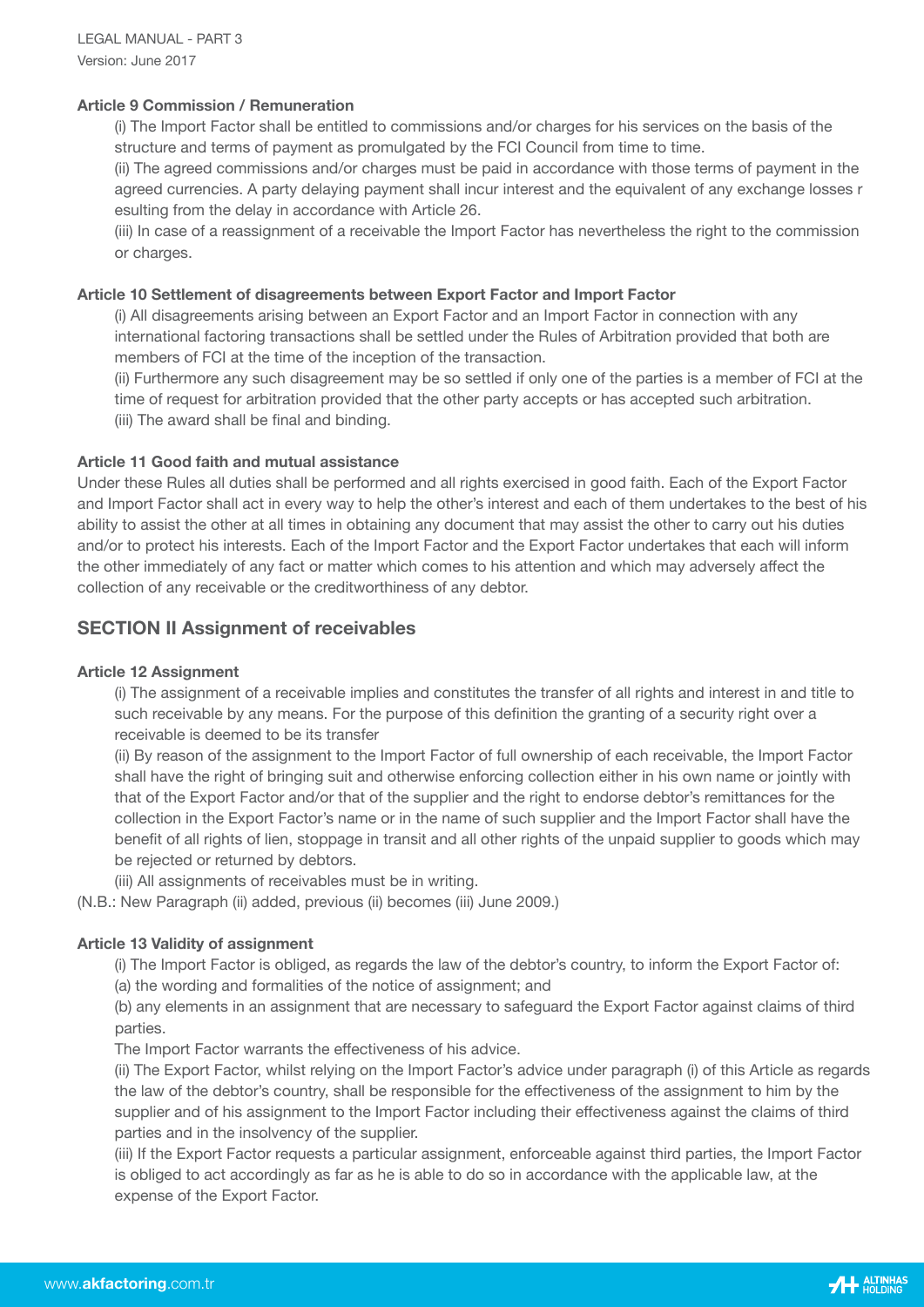### Article 9 Commission / Remuneration

(i) The Import Factor shall be entitled to commissions and/or charges for his services on the basis of the structure and terms of payment as promulgated by the FCI Council from time to time.

(ii) The agreed commissions and/or charges must be paid in accordance with those terms of payment in the agreed currencies. A party delaying payment shall incur interest and the equivalent of any exchange losses r esulting from the delay in accordance with Article 26.

(iii) In case of a reassignment of a receivable the Import Factor has nevertheless the right to the commission or charges.

### Article 10 Settlement of disagreements between Export Factor and Import Factor

(i) All disagreements arising between an Export Factor and an Import Factor in connection with any international factoring transactions shall be settled under the Rules of Arbitration provided that both are members of FCI at the time of the inception of the transaction.

(ii) Furthermore any such disagreement may be so settled if only one of the parties is a member of FCI at the time of request for arbitration provided that the other party accepts or has accepted such arbitration.

(iii) The award shall be final and binding.

### Article 11 Good faith and mutual assistance

Under these Rules all duties shall be performed and all rights exercised in good faith. Each of the Export Factor and Import Factor shall act in every way to help the other's interest and each of them undertakes to the best of his ability to assist the other at all times in obtaining any document that may assist the other to carry out his duties and/or to protect his interests. Each of the Import Factor and the Export Factor undertakes that each will inform the other immediately of any fact or matter which comes to his attention and which may adversely affect the collection of any receivable or the creditworthiness of any debtor.

## SECTION II Assignment of receivables

### Article 12 Assignment

(i) The assignment of a receivable implies and constitutes the transfer of all rights and interest in and title to such receivable by any means. For the purpose of this definition the granting of a security right over a receivable is deemed to be its transfer

(ii) By reason of the assignment to the Import Factor of full ownership of each receivable, the Import Factor shall have the right of bringing suit and otherwise enforcing collection either in his own name or jointly with that of the Export Factor and/or that of the supplier and the right to endorse debtor's remittances for the collection in the Export Factor's name or in the name of such supplier and the Import Factor shall have the benefit of all rights of lien, stoppage in transit and all other rights of the unpaid supplier to goods which may be rejected or returned by debtors.

(iii) All assignments of receivables must be in writing.

(N.B.: New Paragraph (ii) added, previous (ii) becomes (iii) June 2009.)

### Article 13 Validity of assignment

(i) The Import Factor is obliged, as regards the law of the debtor's country, to inform the Export Factor of:

(a) the wording and formalities of the notice of assignment; and

(b) any elements in an assignment that are necessary to safeguard the Export Factor against claims of third parties.

The Import Factor warrants the effectiveness of his advice.

(ii) The Export Factor, whilst relying on the Import Factor's advice under paragraph (i) of this Article as regards the law of the debtor's country, shall be responsible for the effectiveness of the assignment to him by the supplier and of his assignment to the Import Factor including their effectiveness against the claims of third parties and in the insolvency of the supplier.

(iii) If the Export Factor requests a particular assignment, enforceable against third parties, the Import Factor is obliged to act accordingly as far as he is able to do so in accordance with the applicable law, at the expense of the Export Factor.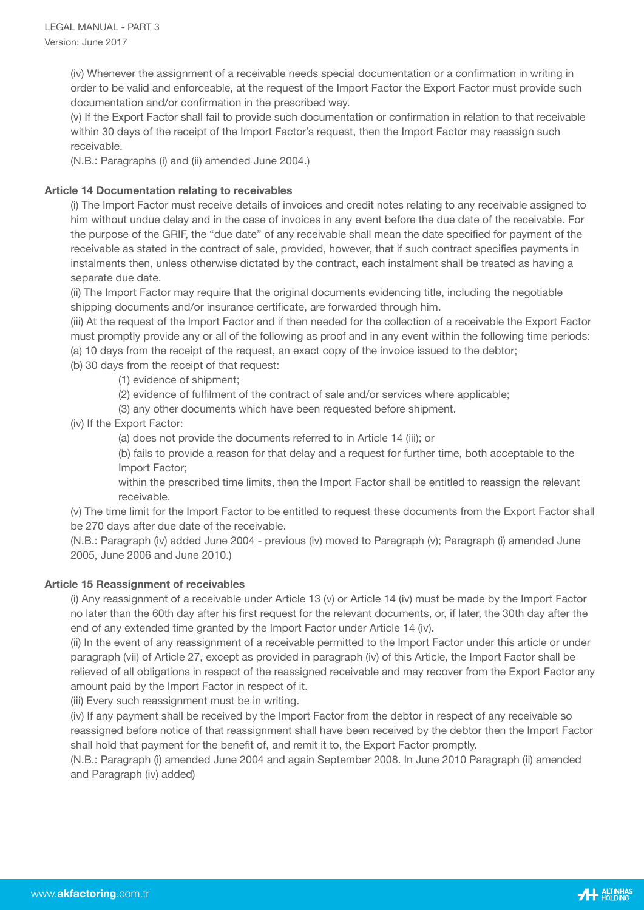(iv) Whenever the assignment of a receivable needs special documentation or a confirmation in writing in order to be valid and enforceable, at the request of the Import Factor the Export Factor must provide such documentation and/or confirmation in the prescribed way.

(v) If the Export Factor shall fail to provide such documentation or confirmation in relation to that receivable within 30 days of the receipt of the Import Factor's request, then the Import Factor may reassign such receivable.

(N.B.: Paragraphs (i) and (ii) amended June 2004.)

**Article 14 Documentation relating to receivables**

(i) The Import Factor must receive details of invoices and credit notes relating to any receivable assigned to him without undue delay and in the case of invoices in any event before the due date of the receivable. For the purpose of the GRIF, the "due date" of any receivable shall mean the date specified for payment of the receivable as stated in the contract of sale, provided, however, that if such contract specifies payments in instalments then, unless otherwise dictated by the contract, each instalment shall be treated as having a separate due date.

(ii) The Import Factor may require that the original documents evidencing title, including the negotiable shipping documents and/or insurance certificate, are forwarded through him.

(iii) At the request of the Import Factor and if then needed for the collection of a receivable the Export Factor must promptly provide any or all of the following as proof and in any event within the following time periods:

(a) 10 days from the receipt of the request, an exact copy of the invoice issued to the debtor;

(b) 30 days from the receipt of that request:

(1) evidence of shipment;

(2) evidence of fulfilment of the contract of sale and/or services where applicable;

(3) any other documents which have been requested before shipment.

(iv) If the Export Factor:

(a) does not provide the documents referred to in Article 14 (iii); or

(b) fails to provide a reason for that delay and a request for further time, both acceptable to the Import Factor;

within the prescribed time limits, then the Import Factor shall be entitled to reassign the relevant receivable.

(v) The time limit for the Import Factor to be entitled to request these documents from the Export Factor shall be 270 days after due date of the receivable.

(N.B.: Paragraph (iv) added June 2004 - previous (iv) moved to Paragraph (v); Paragraph (i) amended June 2005, June 2006 and June 2010.)

**Article 15 Reassignment of receivables**

(i) Any reassignment of a receivable under Article 13 (v) or Article 14 (iv) must be made by the Import Factor no later than the 60th day after his first request for the relevant documents, or, if later, the 30th day after the end of any extended time granted by the Import Factor under Article 14 (iv).

(ii) In the event of any reassignment of a receivable permitted to the Import Factor under this article or under paragraph (vii) of Article 27, except as provided in paragraph (iv) of this Article, the Import Factor shall be relieved of all obligations in respect of the reassigned receivable and may recover from the Export Factor any amount paid by the Import Factor in respect of it.

(iii) Every such reassignment must be in writing.

(iv) If any payment shall be received by the Import Factor from the debtor in respect of any receivable so reassigned before notice of that reassignment shall have been received by the debtor then the Import Factor shall hold that payment for the benefit of, and remit it to, the Export Factor promptly.

(N.B.: Paragraph (i) amended June 2004 and again September 2008. In June 2010 Paragraph (ii) amended and Paragraph (iv) added)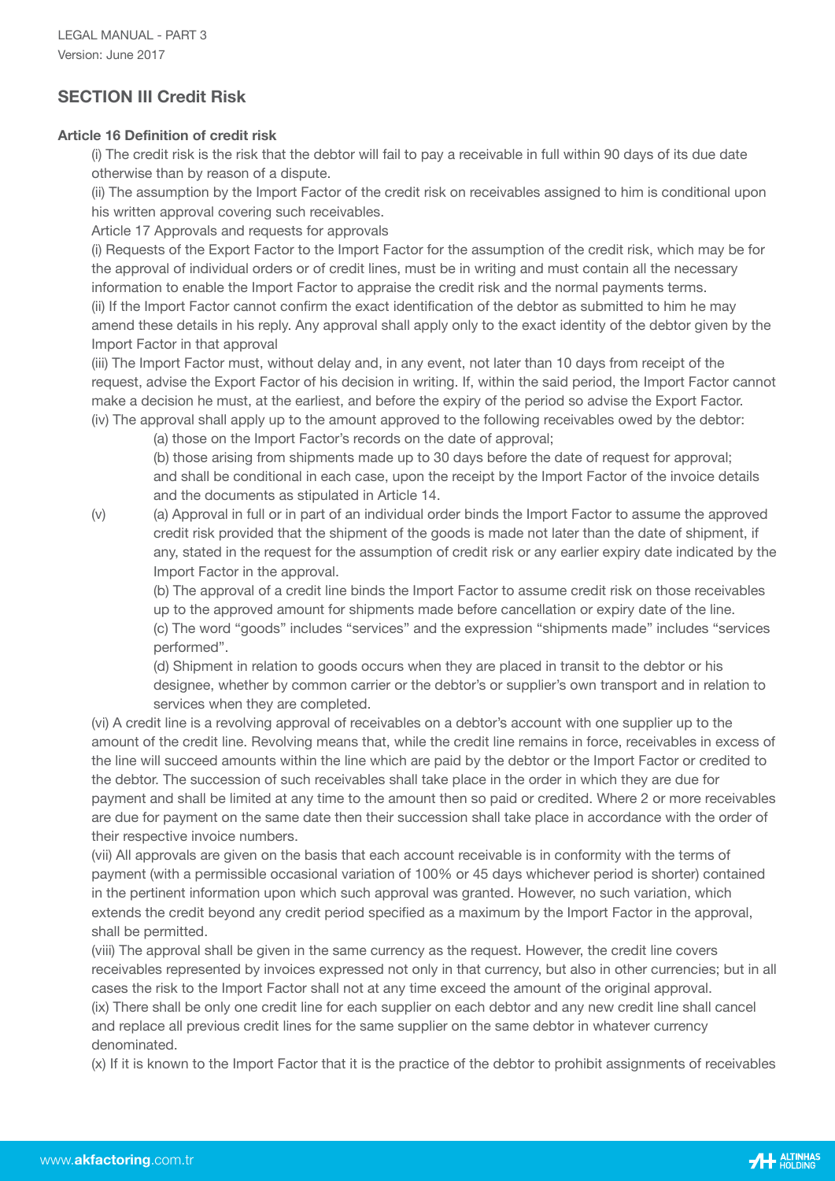## SECTION III Credit Risk

**Article 16 Definition of credit risk**

(i) The credit risk is the risk that the debtor will fail to pay a receivable in full within 90 days of its due date otherwise than by reason of a dispute.

(ii) The assumption by the Import Factor of the credit risk on receivables assigned to him is conditional upon his written approval covering such receivables.

Article 17 Approvals and requests for approvals

(i) Requests of the Export Factor to the Import Factor for the assumption of the credit risk, which may be for the approval of individual orders or of credit lines, must be in writing and must contain all the necessary information to enable the Import Factor to appraise the credit risk and the normal payments terms.

(ii) If the Import Factor cannot confirm the exact identification of the debtor as submitted to him he may amend these details in his reply. Any approval shall apply only to the exact identity of the debtor given by the Import Factor in that approval

(iii) The Import Factor must, without delay and, in any event, not later than 10 days from receipt of the request, advise the Export Factor of his decision in writing. If, within the said period, the Import Factor cannot make a decision he must, at the earliest, and before the expiry of the period so advise the Export Factor.

(iv) The approval shall apply up to the amount approved to the following receivables owed by the debtor:

(a) those on the Import Factor's records on the date of approval;

(b) those arising from shipments made up to 30 days before the date of request for approval;

and shall be conditional in each case, upon the receipt by the Import Factor of the invoice details and the documents as stipulated in Article 14.

(v) (a) Approval in full or in part of an individual order binds the Import Factor to assume the approved credit risk provided that the shipment of the goods is made not later than the date of shipment, if any, stated in the request for the assumption of credit risk or any earlier expiry date indicated by the Import Factor in the approval.

(b) The approval of a credit line binds the Import Factor to assume credit risk on those receivables up to the approved amount for shipments made before cancellation or expiry date of the line.

(c) The word "goods" includes "services" and the expression "shipments made" includes "services performed".

(d) Shipment in relation to goods occurs when they are placed in transit to the debtor or his designee, whether by common carrier or the debtor's or supplier's own transport and in relation to services when they are completed.

(vi) A credit line is a revolving approval of receivables on a debtor's account with one supplier up to the amount of the credit line. Revolving means that, while the credit line remains in force, receivables in excess of the line will succeed amounts within the line which are paid by the debtor or the Import Factor or credited to the debtor. The succession of such receivables shall take place in the order in which they are due for payment and shall be limited at any time to the amount then so paid or credited. Where 2 or more receivables are due for payment on the same date then their succession shall take place in accordance with the order of their respective invoice numbers.

(vii) All approvals are given on the basis that each account receivable is in conformity with the terms of payment (with a permissible occasional variation of 100% or 45 days whichever period is shorter) contained in the pertinent information upon which such approval was granted. However, no such variation, which extends the credit beyond any credit period specified as a maximum by the Import Factor in the approval, shall be permitted.

(viii) The approval shall be given in the same currency as the request. However, the credit line covers receivables represented by invoices expressed not only in that currency, but also in other currencies; but in all cases the risk to the Import Factor shall not at any time exceed the amount of the original approval.

(ix) There shall be only one credit line for each supplier on each debtor and any new credit line shall cancel and replace all previous credit lines for the same supplier on the same debtor in whatever currency denominated.

(x) If it is known to the Import Factor that it is the practice of the debtor to prohibit assignments of receivables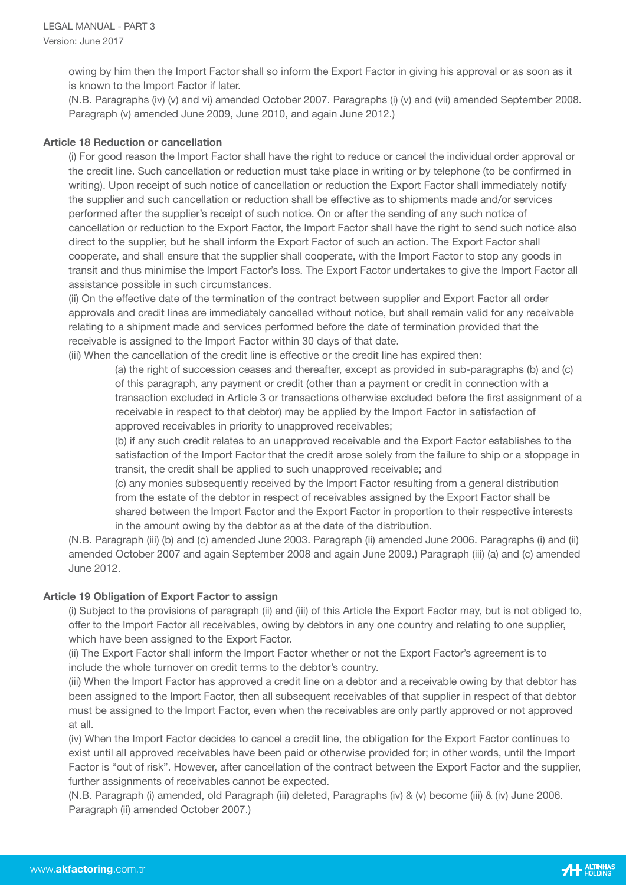owing by him then the Import Factor shall so inform the Export Factor in giving his approval or as soon as it is known to the Import Factor if later.

(N.B. Paragraphs (iv) (v) and vi) amended October 2007. Paragraphs (i) (v) and (vii) amended September 2008. Paragraph (v) amended June 2009, June 2010, and again June 2012.)

**Article 18 Reduction or cancellation**

(i) For good reason the Import Factor shall have the right to reduce or cancel the individual order approval or the credit line. Such cancellation or reduction must take place in writing or by telephone (to be confirmed in writing). Upon receipt of such notice of cancellation or reduction the Export Factor shall immediately notify the supplier and such cancellation or reduction shall be effective as to shipments made and/or services performed after the supplier's receipt of such notice. On or after the sending of any such notice of cancellation or reduction to the Export Factor, the Import Factor shall have the right to send such notice also direct to the supplier, but he shall inform the Export Factor of such an action. The Export Factor shall cooperate, and shall ensure that the supplier shall cooperate, with the Import Factor to stop any goods in transit and thus minimise the Import Factor's loss. The Export Factor undertakes to give the Import Factor all assistance possible in such circumstances.

(ii) On the effective date of the termination of the contract between supplier and Export Factor all order approvals and credit lines are immediately cancelled without notice, but shall remain valid for any receivable relating to a shipment made and services performed before the date of termination provided that the receivable is assigned to the Import Factor within 30 days of that date.

(iii) When the cancellation of the credit line is effective or the credit line has expired then:

(a) the right of succession ceases and thereafter, except as provided in sub-paragraphs (b) and (c) of this paragraph, any payment or credit (other than a payment or credit in connection with a transaction excluded in Article 3 or transactions otherwise excluded before the first assignment of a receivable in respect to that debtor) may be applied by the Import Factor in satisfaction of approved receivables in priority to unapproved receivables;

(b) if any such credit relates to an unapproved receivable and the Export Factor establishes to the satisfaction of the Import Factor that the credit arose solely from the failure to ship or a stoppage in transit, the credit shall be applied to such unapproved receivable; and

(c) any monies subsequently received by the Import Factor resulting from a general distribution from the estate of the debtor in respect of receivables assigned by the Export Factor shall be shared between the Import Factor and the Export Factor in proportion to their respective interests in the amount owing by the debtor as at the date of the distribution.

(N.B. Paragraph (iii) (b) and (c) amended June 2003. Paragraph (ii) amended June 2006. Paragraphs (i) and (ii) amended October 2007 and again September 2008 and again June 2009.) Paragraph (iii) (a) and (c) amended June 2012.

**Article 19 Obligation of Export Factor to assign**

(i) Subject to the provisions of paragraph (ii) and (iii) of this Article the Export Factor may, but is not obliged to, offer to the Import Factor all receivables, owing by debtors in any one country and relating to one supplier, which have been assigned to the Export Factor.

(ii) The Export Factor shall inform the Import Factor whether or not the Export Factor's agreement is to include the whole turnover on credit terms to the debtor's country.

(iii) When the Import Factor has approved a credit line on a debtor and a receivable owing by that debtor has been assigned to the Import Factor, then all subsequent receivables of that supplier in respect of that debtor must be assigned to the Import Factor, even when the receivables are only partly approved or not approved at all.

(iv) When the Import Factor decides to cancel a credit line, the obligation for the Export Factor continues to exist until all approved receivables have been paid or otherwise provided for; in other words, until the Import Factor is "out of risk". However, after cancellation of the contract between the Export Factor and the supplier, further assignments of receivables cannot be expected.

(N.B. Paragraph (i) amended, old Paragraph (iii) deleted, Paragraphs (iv) & (v) become (iii) & (iv) June 2006. Paragraph (ii) amended October 2007.)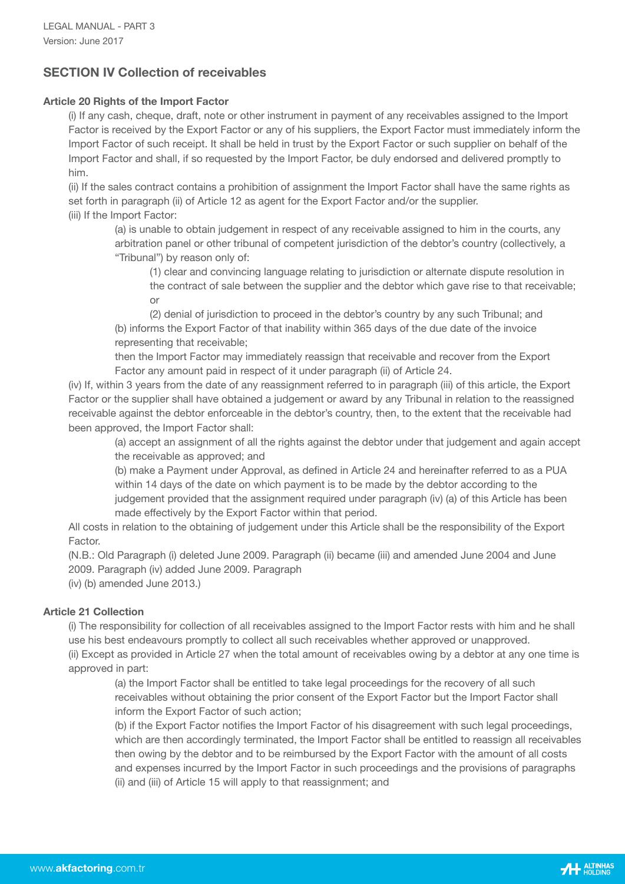## SECTION IV Collection of receivables

**Article 20 Rights of the Import Factor**

(i) If any cash, cheque, draft, note or other instrument in payment of any receivables assigned to the Import Factor is received by the Export Factor or any of his suppliers, the Export Factor must immediately inform the Import Factor of such receipt. It shall be held in trust by the Export Factor or such supplier on behalf of the Import Factor and shall, if so requested by the Import Factor, be duly endorsed and delivered promptly to him.

(ii) If the sales contract contains a prohibition of assignment the Import Factor shall have the same rights as set forth in paragraph (ii) of Article 12 as agent for the Export Factor and/or the supplier.

(iii) If the Import Factor:

> (a) is unable to obtain judgement in respect of any receivable assigned to him in the courts, any arbitration panel or other tribunal of competent jurisdiction of the debtor's country (collectively, a "Tribunal") by reason only of:
>
> > (1) clear and convincing language relating to jurisdiction or alternate dispute resolution in the contract of sale between the supplier and the debtor which gave rise to that receivable; or
> >
> > (2) denial of jurisdiction to proceed in the debtor's country by any such Tribunal; and
>
> (b) informs the Export Factor of that inability within 365 days of the due date of the invoice representing that receivable;
>
> then the Import Factor may immediately reassign that receivable and recover from the Export Factor any amount paid in respect of it under paragraph (ii) of Article 24.

(iv) If, within 3 years from the date of any reassignment referred to in paragraph (iii) of this article, the Export Factor or the supplier shall have obtained a judgement or award by any Tribunal in relation to the reassigned receivable against the debtor enforceable in the debtor's country, then, to the extent that the receivable had been approved, the Import Factor shall:

> (a) accept an assignment of all the rights against the debtor under that judgement and again accept the receivable as approved; and
>
> (b) make a Payment under Approval, as defined in Article 24 and hereinafter referred to as a PUA within 14 days of the date on which payment is to be made by the debtor according to the judgement provided that the assignment required under paragraph (iv) (a) of this Article has been made effectively by the Export Factor within that period.

All costs in relation to the obtaining of judgement under this Article shall be the responsibility of the Export Factor.

(N.B.: Old Paragraph (i) deleted June 2009. Paragraph (ii) became (iii) and amended June 2004 and June 2009. Paragraph (iv) added June 2009. Paragraph (iv) (b) amended June 2013.)

**Article 21 Collection**

(i) The responsibility for collection of all receivables assigned to the Import Factor rests with him and he shall use his best endeavours promptly to collect all such receivables whether approved or unapproved.

(ii) Except as provided in Article 27 when the total amount of receivables owing by a debtor at any one time is approved in part:

> (a) the Import Factor shall be entitled to take legal proceedings for the recovery of all such receivables without obtaining the prior consent of the Export Factor but the Import Factor shall inform the Export Factor of such action;
>
> (b) if the Export Factor notifies the Import Factor of his disagreement with such legal proceedings, which are then accordingly terminated, the Import Factor shall be entitled to reassign all receivables then owing by the debtor and to be reimbursed by the Export Factor with the amount of all costs and expenses incurred by the Import Factor in such proceedings and the provisions of paragraphs (ii) and (iii) of Article 15 will apply to that reassignment; and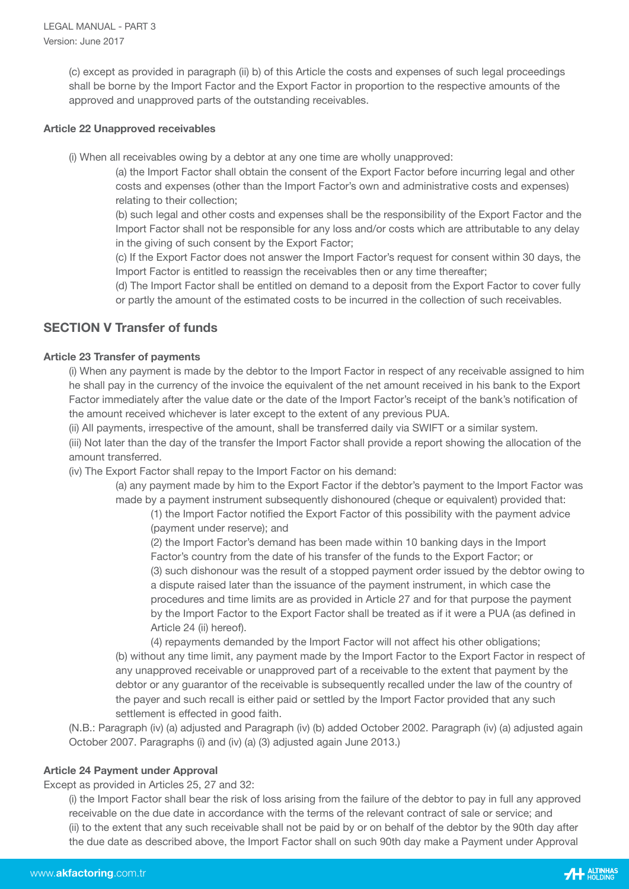(c) except as provided in paragraph (ii) b) of this Article the costs and expenses of such legal proceedings shall be borne by the Import Factor and the Export Factor in proportion to the respective amounts of the approved and unapproved parts of the outstanding receivables.

### Article 22 Unapproved receivables

(i) When all receivables owing by a debtor at any one time are wholly unapproved:

(a) the Import Factor shall obtain the consent of the Export Factor before incurring legal and other costs and expenses (other than the Import Factor's own and administrative costs and expenses) relating to their collection;

(b) such legal and other costs and expenses shall be the responsibility of the Export Factor and the Import Factor shall not be responsible for any loss and/or costs which are attributable to any delay in the giving of such consent by the Export Factor;

(c) If the Export Factor does not answer the Import Factor's request for consent within 30 days, the Import Factor is entitled to reassign the receivables then or any time thereafter;

(d) The Import Factor shall be entitled on demand to a deposit from the Export Factor to cover fully or partly the amount of the estimated costs to be incurred in the collection of such receivables.

## SECTION V Transfer of funds

### Article 23 Transfer of payments

(i) When any payment is made by the debtor to the Import Factor in respect of any receivable assigned to him he shall pay in the currency of the invoice the equivalent of the net amount received in his bank to the Export Factor immediately after the value date or the date of the Import Factor's receipt of the bank's notification of the amount received whichever is later except to the extent of any previous PUA.

(ii) All payments, irrespective of the amount, shall be transferred daily via SWIFT or a similar system.

(iii) Not later than the day of the transfer the Import Factor shall provide a report showing the allocation of the amount transferred.

(iv) The Export Factor shall repay to the Import Factor on his demand:

(a) any payment made by him to the Export Factor if the debtor's payment to the Import Factor was made by a payment instrument subsequently dishonoured (cheque or equivalent) provided that:

(1) the Import Factor notified the Export Factor of this possibility with the payment advice (payment under reserve); and

(2) the Import Factor's demand has been made within 10 banking days in the Import Factor's country from the date of his transfer of the funds to the Export Factor; or

(3) such dishonour was the result of a stopped payment order issued by the debtor owing to a dispute raised later than the issuance of the payment instrument, in which case the procedures and time limits are as provided in Article 27 and for that purpose the payment by the Import Factor to the Export Factor shall be treated as if it were a PUA (as defined in Article 24 (ii) hereof).

(4) repayments demanded by the Import Factor will not affect his other obligations;

(b) without any time limit, any payment made by the Import Factor to the Export Factor in respect of any unapproved receivable or unapproved part of a receivable to the extent that payment by the debtor or any guarantor of the receivable is subsequently recalled under the law of the country of the payer and such recall is either paid or settled by the Import Factor provided that any such settlement is effected in good faith.

(N.B.: Paragraph (iv) (a) adjusted and Paragraph (iv) (b) added October 2002. Paragraph (iv) (a) adjusted again October 2007. Paragraphs (i) and (iv) (a) (3) adjusted again June 2013.)

### Article 24 Payment under Approval

Except as provided in Articles 25, 27 and 32:

(i) the Import Factor shall bear the risk of loss arising from the failure of the debtor to pay in full any approved receivable on the due date in accordance with the terms of the relevant contract of sale or service; and

(ii) to the extent that any such receivable shall not be paid by or on behalf of the debtor by the 90th day after the due date as described above, the Import Factor shall on such 90th day make a Payment under Approval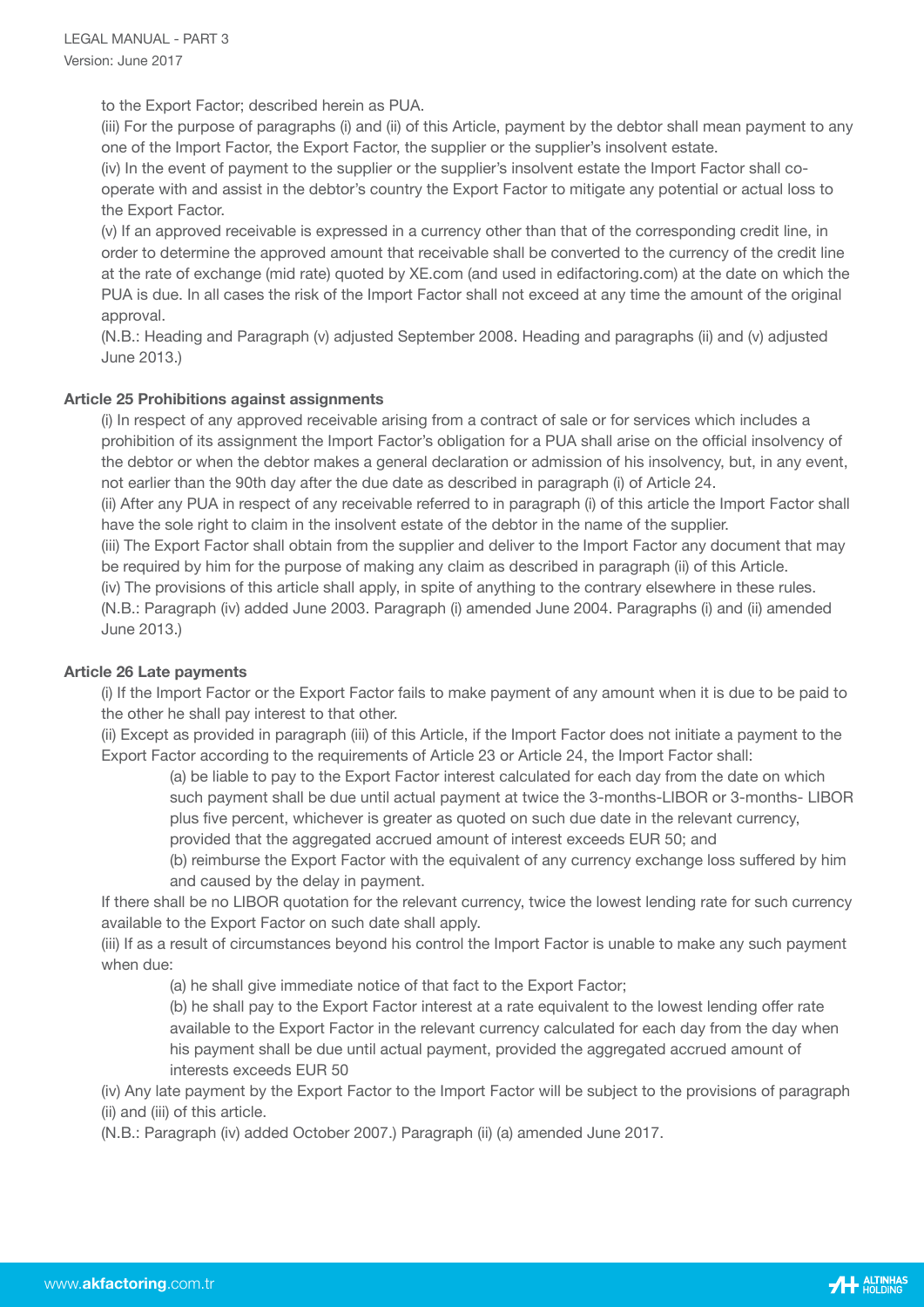to the Export Factor; described herein as PUA.

(iii) For the purpose of paragraphs (i) and (ii) of this Article, payment by the debtor shall mean payment to any one of the Import Factor, the Export Factor, the supplier or the supplier's insolvent estate.

(iv) In the event of payment to the supplier or the supplier's insolvent estate the Import Factor shall co-operate with and assist in the debtor's country the Export Factor to mitigate any potential or actual loss to the Export Factor.

(v) If an approved receivable is expressed in a currency other than that of the corresponding credit line, in order to determine the approved amount that receivable shall be converted to the currency of the credit line at the rate of exchange (mid rate) quoted by XE.com (and used in edifactoring.com) at the date on which the PUA is due. In all cases the risk of the Import Factor shall not exceed at any time the amount of the original approval.

(N.B.: Heading and Paragraph (v) adjusted September 2008. Heading and paragraphs (ii) and (v) adjusted June 2013.)

**Article 25 Prohibitions against assignments**

(i) In respect of any approved receivable arising from a contract of sale or for services which includes a prohibition of its assignment the Import Factor's obligation for a PUA shall arise on the official insolvency of the debtor or when the debtor makes a general declaration or admission of his insolvency, but, in any event, not earlier than the 90th day after the due date as described in paragraph (i) of Article 24.

(ii) After any PUA in respect of any receivable referred to in paragraph (i) of this article the Import Factor shall have the sole right to claim in the insolvent estate of the debtor in the name of the supplier.

(iii) The Export Factor shall obtain from the supplier and deliver to the Import Factor any document that may be required by him for the purpose of making any claim as described in paragraph (ii) of this Article.

(iv) The provisions of this article shall apply, in spite of anything to the contrary elsewhere in these rules.

(N.B.: Paragraph (iv) added June 2003. Paragraph (i) amended June 2004. Paragraphs (i) and (ii) amended June 2013.)

**Article 26 Late payments**

(i) If the Import Factor or the Export Factor fails to make payment of any amount when it is due to be paid to the other he shall pay interest to that other.

(ii) Except as provided in paragraph (iii) of this Article, if the Import Factor does not initiate a payment to the Export Factor according to the requirements of Article 23 or Article 24, the Import Factor shall:

(a) be liable to pay to the Export Factor interest calculated for each day from the date on which such payment shall be due until actual payment at twice the 3-months-LIBOR or 3-months- LIBOR plus five percent, whichever is greater as quoted on such due date in the relevant currency, provided that the aggregated accrued amount of interest exceeds EUR 50; and

(b) reimburse the Export Factor with the equivalent of any currency exchange loss suffered by him and caused by the delay in payment.

If there shall be no LIBOR quotation for the relevant currency, twice the lowest lending rate for such currency available to the Export Factor on such date shall apply.

(iii) If as a result of circumstances beyond his control the Import Factor is unable to make any such payment when due:

(a) he shall give immediate notice of that fact to the Export Factor;

(b) he shall pay to the Export Factor interest at a rate equivalent to the lowest lending offer rate available to the Export Factor in the relevant currency calculated for each day from the day when his payment shall be due until actual payment, provided the aggregated accrued amount of interests exceeds EUR 50

(iv) Any late payment by the Export Factor to the Import Factor will be subject to the provisions of paragraph (ii) and (iii) of this article.

(N.B.: Paragraph (iv) added October 2007.) Paragraph (ii) (a) amended June 2017.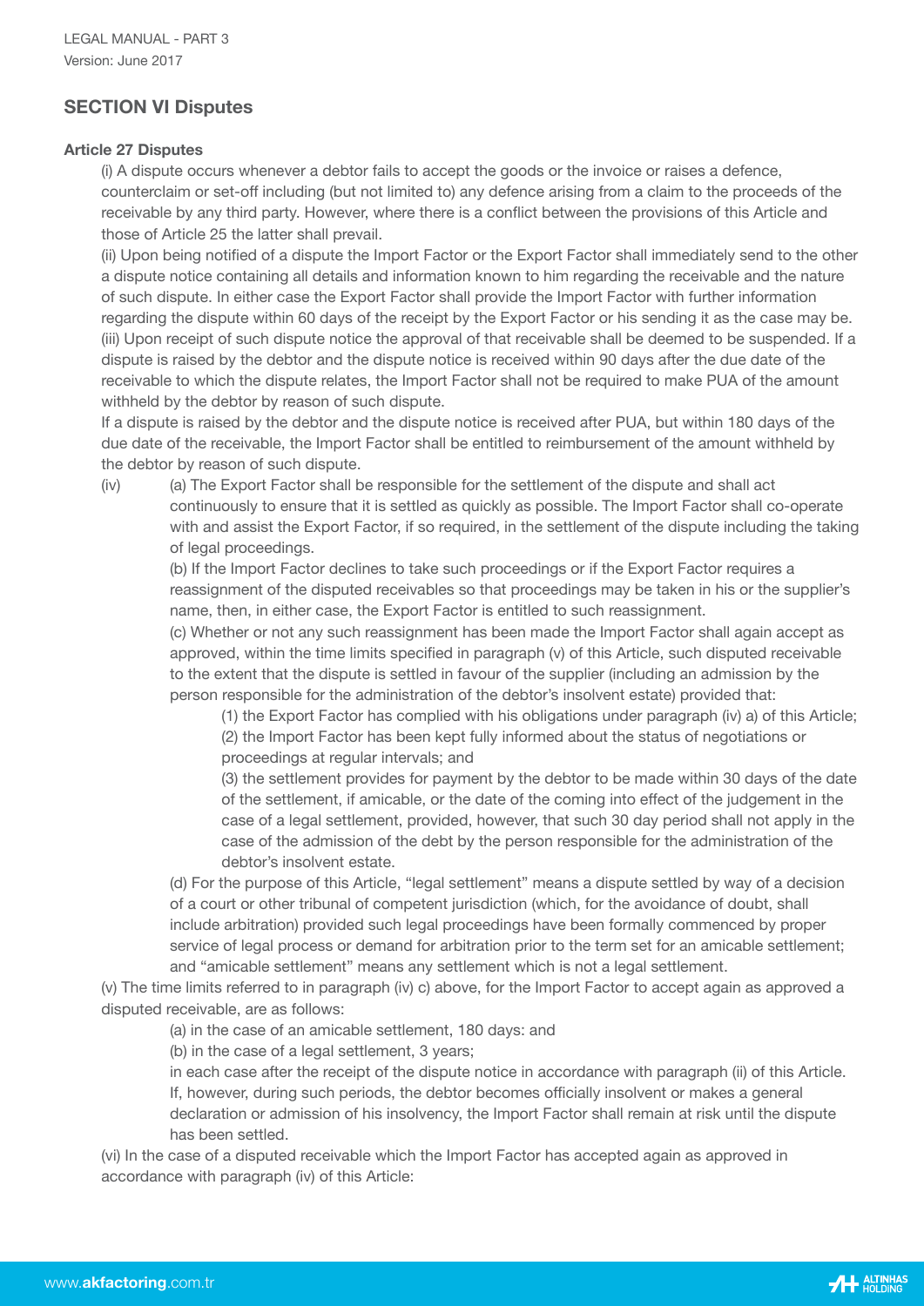## SECTION VI Disputes

### Article 27 Disputes

(i) A dispute occurs whenever a debtor fails to accept the goods or the invoice or raises a defence, counterclaim or set-off including (but not limited to) any defence arising from a claim to the proceeds of the receivable by any third party. However, where there is a conflict between the provisions of this Article and those of Article 25 the latter shall prevail.

(ii) Upon being notified of a dispute the Import Factor or the Export Factor shall immediately send to the other a dispute notice containing all details and information known to him regarding the receivable and the nature of such dispute. In either case the Export Factor shall provide the Import Factor with further information regarding the dispute within 60 days of the receipt by the Export Factor or his sending it as the case may be.

(iii) Upon receipt of such dispute notice the approval of that receivable shall be deemed to be suspended. If a dispute is raised by the debtor and the dispute notice is received within 90 days after the due date of the receivable to which the dispute relates, the Import Factor shall not be required to make PUA of the amount withheld by the debtor by reason of such dispute.

If a dispute is raised by the debtor and the dispute notice is received after PUA, but within 180 days of the due date of the receivable, the Import Factor shall be entitled to reimbursement of the amount withheld by the debtor by reason of such dispute.

(iv) (a) The Export Factor shall be responsible for the settlement of the dispute and shall act continuously to ensure that it is settled as quickly as possible. The Import Factor shall co-operate with and assist the Export Factor, if so required, in the settlement of the dispute including the taking of legal proceedings.

(b) If the Import Factor declines to take such proceedings or if the Export Factor requires a reassignment of the disputed receivables so that proceedings may be taken in his or the supplier's name, then, in either case, the Export Factor is entitled to such reassignment.

(c) Whether or not any such reassignment has been made the Import Factor shall again accept as approved, within the time limits specified in paragraph (v) of this Article, such disputed receivable to the extent that the dispute is settled in favour of the supplier (including an admission by the person responsible for the administration of the debtor's insolvent estate) provided that:

(1) the Export Factor has complied with his obligations under paragraph (iv) a) of this Article;

(2) the Import Factor has been kept fully informed about the status of negotiations or proceedings at regular intervals; and

(3) the settlement provides for payment by the debtor to be made within 30 days of the date of the settlement, if amicable, or the date of the coming into effect of the judgement in the case of a legal settlement, provided, however, that such 30 day period shall not apply in the case of the admission of the debt by the person responsible for the administration of the debtor's insolvent estate.

(d) For the purpose of this Article, "legal settlement" means a dispute settled by way of a decision of a court or other tribunal of competent jurisdiction (which, for the avoidance of doubt, shall include arbitration) provided such legal proceedings have been formally commenced by proper service of legal process or demand for arbitration prior to the term set for an amicable settlement; and "amicable settlement" means any settlement which is not a legal settlement.

(v) The time limits referred to in paragraph (iv) c) above, for the Import Factor to accept again as approved a disputed receivable, are as follows:

(a) in the case of an amicable settlement, 180 days: and

(b) in the case of a legal settlement, 3 years;

in each case after the receipt of the dispute notice in accordance with paragraph (ii) of this Article. If, however, during such periods, the debtor becomes officially insolvent or makes a general declaration or admission of his insolvency, the Import Factor shall remain at risk until the dispute has been settled.

(vi) In the case of a disputed receivable which the Import Factor has accepted again as approved in accordance with paragraph (iv) of this Article: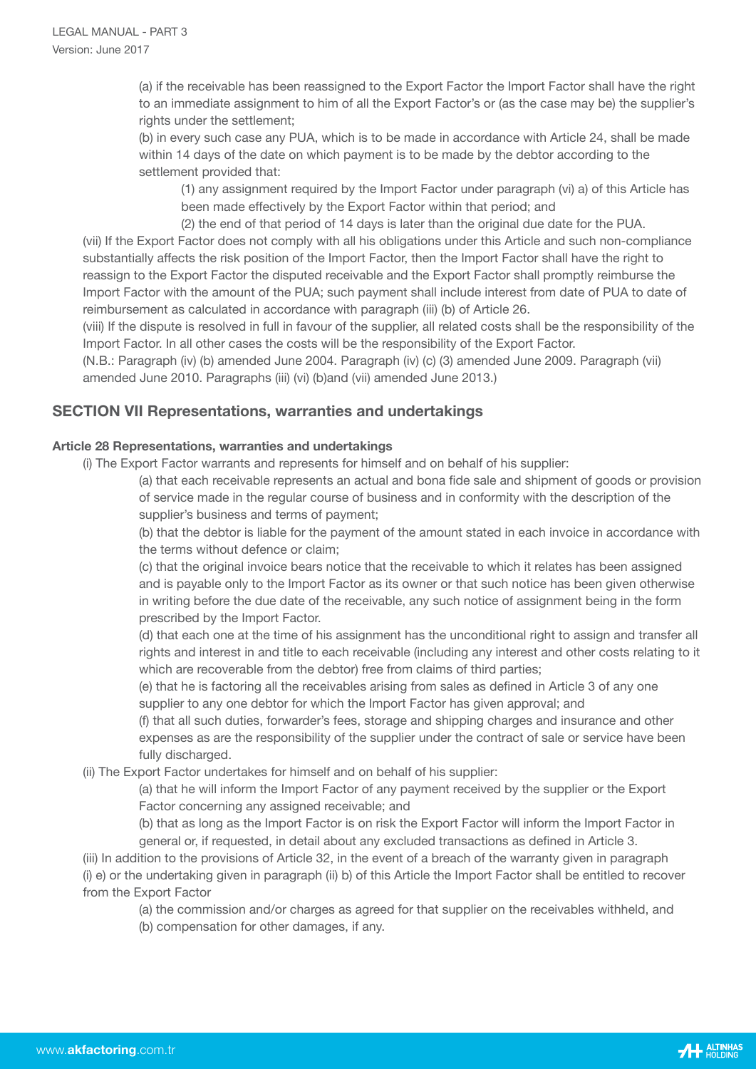(a) if the receivable has been reassigned to the Export Factor the Import Factor shall have the right to an immediate assignment to him of all the Export Factor's or (as the case may be) the supplier's rights under the settlement;

(b) in every such case any PUA, which is to be made in accordance with Article 24, shall be made within 14 days of the date on which payment is to be made by the debtor according to the settlement provided that:

(1) any assignment required by the Import Factor under paragraph (vi) a) of this Article has been made effectively by the Export Factor within that period; and

(2) the end of that period of 14 days is later than the original due date for the PUA.

(vii) If the Export Factor does not comply with all his obligations under this Article and such non-compliance substantially affects the risk position of the Import Factor, then the Import Factor shall have the right to reassign to the Export Factor the disputed receivable and the Export Factor shall promptly reimburse the Import Factor with the amount of the PUA; such payment shall include interest from date of PUA to date of reimbursement as calculated in accordance with paragraph (iii) (b) of Article 26.

(viii) If the dispute is resolved in full in favour of the supplier, all related costs shall be the responsibility of the Import Factor. In all other cases the costs will be the responsibility of the Export Factor.

(N.B.: Paragraph (iv) (b) amended June 2004. Paragraph (iv) (c) (3) amended June 2009. Paragraph (vii) amended June 2010. Paragraphs (iii) (vi) (b)and (vii) amended June 2013.)

## SECTION VII Representations, warranties and undertakings

### Article 28 Representations, warranties and undertakings

(i) The Export Factor warrants and represents for himself and on behalf of his supplier:

(a) that each receivable represents an actual and bona fide sale and shipment of goods or provision of service made in the regular course of business and in conformity with the description of the supplier's business and terms of payment;

(b) that the debtor is liable for the payment of the amount stated in each invoice in accordance with the terms without defence or claim;

(c) that the original invoice bears notice that the receivable to which it relates has been assigned and is payable only to the Import Factor as its owner or that such notice has been given otherwise in writing before the due date of the receivable, any such notice of assignment being in the form prescribed by the Import Factor.

(d) that each one at the time of his assignment has the unconditional right to assign and transfer all rights and interest in and title to each receivable (including any interest and other costs relating to it which are recoverable from the debtor) free from claims of third parties;

(e) that he is factoring all the receivables arising from sales as defined in Article 3 of any one supplier to any one debtor for which the Import Factor has given approval; and

(f) that all such duties, forwarder's fees, storage and shipping charges and insurance and other expenses as are the responsibility of the supplier under the contract of sale or service have been fully discharged.

(ii) The Export Factor undertakes for himself and on behalf of his supplier:

(a) that he will inform the Import Factor of any payment received by the supplier or the Export Factor concerning any assigned receivable; and

(b) that as long as the Import Factor is on risk the Export Factor will inform the Import Factor in general or, if requested, in detail about any excluded transactions as defined in Article 3.

(iii) In addition to the provisions of Article 32, in the event of a breach of the warranty given in paragraph (i) e) or the undertaking given in paragraph (ii) b) of this Article the Import Factor shall be entitled to recover from the Export Factor

(a) the commission and/or charges as agreed for that supplier on the receivables withheld, and

(b) compensation for other damages, if any.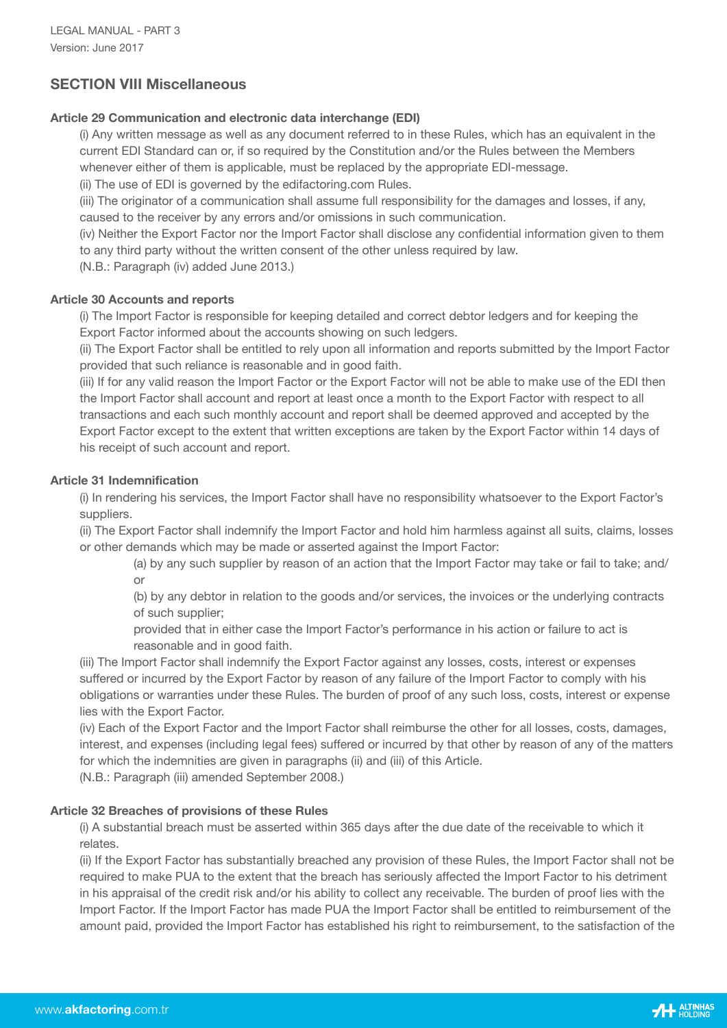## SECTION VIII Miscellaneous

### Article 29 Communication and electronic data interchange (EDI)

(i) Any written message as well as any document referred to in these Rules, which has an equivalent in the current EDI Standard can or, if so required by the Constitution and/or the Rules between the Members whenever either of them is applicable, must be replaced by the appropriate EDI-message.

(ii) The use of EDI is governed by the edifactoring.com Rules.

(iii) The originator of a communication shall assume full responsibility for the damages and losses, if any, caused to the receiver by any errors and/or omissions in such communication.

(iv) Neither the Export Factor nor the Import Factor shall disclose any confidential information given to them to any third party without the written consent of the other unless required by law.

(N.B.: Paragraph (iv) added June 2013.)

### Article 30 Accounts and reports

(i) The Import Factor is responsible for keeping detailed and correct debtor ledgers and for keeping the Export Factor informed about the accounts showing on such ledgers.

(ii) The Export Factor shall be entitled to rely upon all information and reports submitted by the Import Factor provided that such reliance is reasonable and in good faith.

(iii) If for any valid reason the Import Factor or the Export Factor will not be able to make use of the EDI then the Import Factor shall account and report at least once a month to the Export Factor with respect to all transactions and each such monthly account and report shall be deemed approved and accepted by the Export Factor except to the extent that written exceptions are taken by the Export Factor within 14 days of his receipt of such account and report.

### Article 31 Indemnification

(i) In rendering his services, the Import Factor shall have no responsibility whatsoever to the Export Factor's suppliers.

(ii) The Export Factor shall indemnify the Import Factor and hold him harmless against all suits, claims, losses or other demands which may be made or asserted against the Import Factor:

> (a) by any such supplier by reason of an action that the Import Factor may take or fail to take; and/or
>
> (b) by any debtor in relation to the goods and/or services, the invoices or the underlying contracts of such supplier;
>
> provided that in either case the Import Factor's performance in his action or failure to act is reasonable and in good faith.

(iii) The Import Factor shall indemnify the Export Factor against any losses, costs, interest or expenses suffered or incurred by the Export Factor by reason of any failure of the Import Factor to comply with his obligations or warranties under these Rules. The burden of proof of any such loss, costs, interest or expense lies with the Export Factor.

(iv) Each of the Export Factor and the Import Factor shall reimburse the other for all losses, costs, damages, interest, and expenses (including legal fees) suffered or incurred by that other by reason of any of the matters for which the indemnities are given in paragraphs (ii) and (iii) of this Article.

(N.B.: Paragraph (iii) amended September 2008.)

### Article 32 Breaches of provisions of these Rules

(i) A substantial breach must be asserted within 365 days after the due date of the receivable to which it relates.

(ii) If the Export Factor has substantially breached any provision of these Rules, the Import Factor shall not be required to make PUA to the extent that the breach has seriously affected the Import Factor to his detriment in his appraisal of the credit risk and/or his ability to collect any receivable. The burden of proof lies with the Import Factor. If the Import Factor has made PUA the Import Factor shall be entitled to reimbursement of the amount paid, provided the Import Factor has established his right to reimbursement, to the satisfaction of the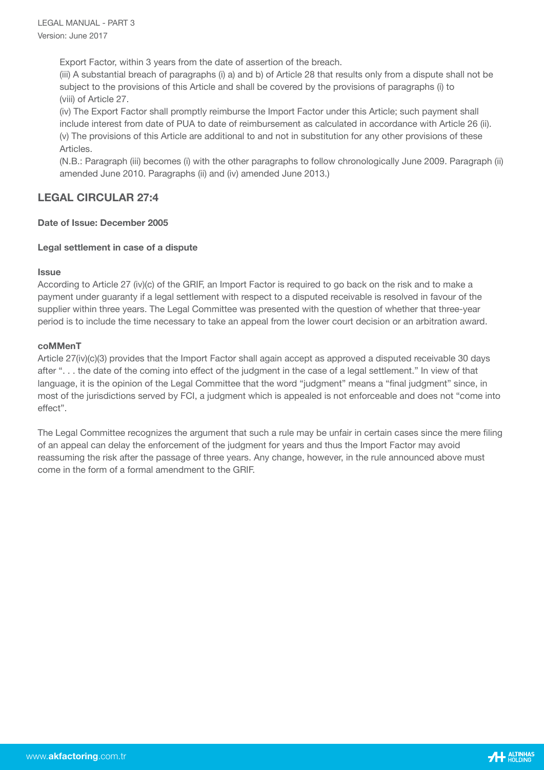Export Factor, within 3 years from the date of assertion of the breach.

(iii) A substantial breach of paragraphs (i) a) and b) of Article 28 that results only from a dispute shall not be subject to the provisions of this Article and shall be covered by the provisions of paragraphs (i) to (viii) of Article 27.

(iv) The Export Factor shall promptly reimburse the Import Factor under this Article; such payment shall include interest from date of PUA to date of reimbursement as calculated in accordance with Article 26 (ii).

(v) The provisions of this Article are additional to and not in substitution for any other provisions of these Articles.

(N.B.: Paragraph (iii) becomes (i) with the other paragraphs to follow chronologically June 2009. Paragraph (ii) amended June 2010. Paragraphs (ii) and (iv) amended June 2013.)

## LEGAL CIRCULAR 27:4

**Date of Issue: December 2005**

**Legal settlement in case of a dispute**

**Issue**

According to Article 27 (iv)(c) of the GRIF, an Import Factor is required to go back on the risk and to make a payment under guaranty if a legal settlement with respect to a disputed receivable is resolved in favour of the supplier within three years. The Legal Committee was presented with the question of whether that three-year period is to include the time necessary to take an appeal from the lower court decision or an arbitration award.

**coMMenT**

Article 27(iv)(c)(3) provides that the Import Factor shall again accept as approved a disputed receivable 30 days after ". . . the date of the coming into effect of the judgment in the case of a legal settlement." In view of that language, it is the opinion of the Legal Committee that the word "judgment" means a "final judgment" since, in most of the jurisdictions served by FCI, a judgment which is appealed is not enforceable and does not "come into effect".

The Legal Committee recognizes the argument that such a rule may be unfair in certain cases since the mere filing of an appeal can delay the enforcement of the judgment for years and thus the Import Factor may avoid reassuming the risk after the passage of three years. Any change, however, in the rule announced above must come in the form of a formal amendment to the GRIF.